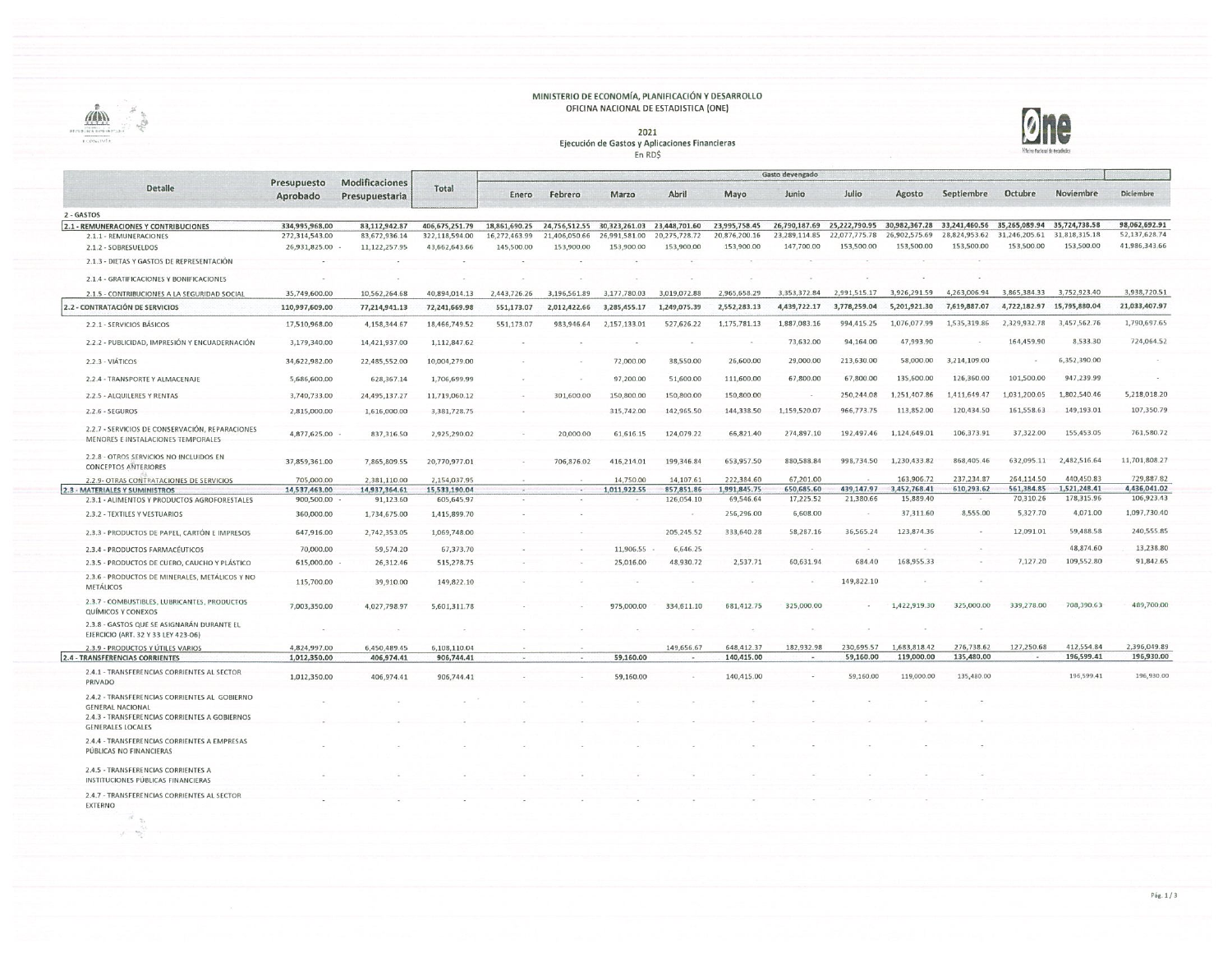MINISTERIO DE ECONOMÍA, PLANIFICACIÓN Y DESARROLLO
OFICINA NACIONAL DE ESTADISTICA (ONE)

2021
Ejecución de Gastos y Aplicaciones Financieras
En RD$

| Detalle | Presupuesto Aprobado | Modificaciones Presupuestaria | Total | Gasto devengado | | | | | | | | | | | |
|---|---|---|---|---|---|---|---|---|---|---|---|---|---|---|---|
| | | | | Enero | Febrero | Marzo | Abril | Mayo | Junio | Julio | Agosto | Septiembre | Octubre | Noviembre | Diciembre |
| 2 - GASTOS | | | | | | | | | | | | | | | |
| **2.1 - REMUNERACIONES Y CONTRIBUCIONES** | **334,995,968.00** | **83,112,942.87** | **406,675,251.79** | **18,861,690.25** | **24,756,512.55** | **30,323,261.03** | **23,448,701.60** | **23,995,758.45** | **26,790,187.69** | **25,222,790.95** | **30,982,367.28** | **33,241,460.56** | **35,265,089.94** | **35,724,738.58** | **98,062,692.91** |
| 2.1.1 - REMUNERACIONES | 272,314,543.00 | 83,672,936.14 | 322,118,594.00 | 16,272,463.99 | 21,406,050.66 | 26,991,581.00 | 20,275,728.72 | 20,876,200.16 | 23,289,114.85 | 22,077,775.78 | 26,902,575.69 | 28,824,953.62 | 31,246,205.61 | 31,818,315.18 | 52,137,628.74 |
| 2.1.2 - SOBRESUELDOS | 26,931,825.00 | - 11,122,257.95 | 43,662,643.66 | 145,500.00 | 153,900.00 | 153,900.00 | 153,900.00 | 153,900.00 | 147,700.00 | 153,500.00 | 153,500.00 | 153,500.00 | 153,500.00 | 153,500.00 | 41,986,343.66 |
| 2.1.3 - DIETAS Y GASTOS DE REPRESENTACIÓN | - | - | - | - | - | - | - | - | - | - | - | - | | | |
| 2.1.4 - GRATIFICACIONES Y BONIFICACIONES | - | - | - | - | - | - | - | - | - | - | - | - | | | |
| 2.1.5 - CONTRIBUCIONES A LA SEGURIDAD SOCIAL | 35,749,600.00 | 10,562,264.68 | 40,894,014.13 | 2,443,726.26 | 3,196,561.89 | 3,177,780.03 | 3,019,072.88 | 2,965,658.29 | 3,353,372.84 | 2,991,515.17 | 3,926,291.59 | 4,263,006.94 | 3,865,384.33 | 3,752,923.40 | 3,938,720.51 |
| **2.2 - CONTRATACIÓN DE SERVICIOS** | **110,997,609.00** | **77,214,941.13** | **72,241,669.98** | **551,173.07** | **2,012,422.66** | **3,285,455.17** | **1,249,075.39** | **2,552,283.13** | **4,439,722.17** | **3,778,259.04** | **5,201,921.30** | **7,619,887.07** | **4,722,182.97** | **15,795,880.04** | **21,033,407.97** |
| 2.2.1 - SERVICIOS BÁSICOS | 17,510,968.00 | 4,158,344.67 | 18,466,749.52 | 551,173.07 | 983,946.64 | 2,157,133.01 | 527,626.22 | 1,175,781.13 | 1,887,083.16 | 994,415.25 | 1,076,077.99 | 1,535,319.86 | 2,329,932.78 | 3,457,562.76 | 1,790,697.65 |
| 2.2.2 - PUBLICIDAD, IMPRESIÓN Y ENCUADERNACIÓN | 3,179,340.00 | 14,421,937.00 | 1,112,847.62 | - | - | - | - | - | 73,632.00 | 94,164.00 | 47,993.90 | - | 164,459.90 | 8,533.30 | 724,064.52 |
| 2.2.3 - VIÁTICOS | 34,622,982.00 | 22,485,552.00 | 10,004,279.00 | - | - | 72,000.00 | 38,550.00 | 26,600.00 | 29,000.00 | 213,630.00 | 58,000.00 | 3,214,109.00 | - | 6,352,390.00 | - |
| 2.2.4 - TRANSPORTE Y ALMACENAJE | 5,686,600.00 | 628,367.14 | 1,706,699.99 | - | - | 97,200.00 | 51,600.00 | 111,600.00 | 67,800.00 | 67,800.00 | 135,600.00 | 126,360.00 | 101,500.00 | 947,239.99 | - |
| 2.2.5 - ALQUILERES Y RENTAS | 3,740,733.00 | 24,495,137.27 | 11,719,060.12 | - | 301,600.00 | 150,800.00 | 150,800.00 | 150,800.00 | - | 250,244.08 | 1,251,407.86 | 1,411,649.47 | 1,031,200.05 | 1,802,540.46 | 5,218,018.20 |
| 2.2.6 - SEGUROS | 2,815,000.00 | 1,616,000.00 | 3,381,728.75 | - | - | 315,742.00 | 142,965.50 | 144,338.50 | 1,159,520.07 | 966,773.75 | 113,852.00 | 120,434.50 | 161,558.63 | 149,193.01 | 107,350.79 |
| 2.2.7 - SERVICIOS DE CONSERVACIÓN, REPARACIONES MENORES E INSTALACIONES TEMPORALES | 4,877,625.00 | - 837,316.50 | 2,925,290.02 | - | 20,000.00 | 61,616.15 | 124,079.22 | 66,821.40 | 274,897.10 | 192,497.46 | 1,124,649.01 | 106,373.91 | 37,322.00 | 155,453.05 | 761,580.72 |
| 2.2.8 - OTROS SERVICIOS NO INCLUIDOS EN CONCEPTOS ANTERIORES | 37,859,361.00 | 7,865,809.55 | 20,770,977.01 | - | 706,876.02 | 416,214.01 | 199,346.84 | 653,957.50 | 880,588.84 | 998,734.50 | 1,230,433.82 | 868,405.46 | 632,095.11 | 2,482,516.64 | 11,701,808.27 |
| 2.2.9 - OTRAS CONTRATACIONES DE SERVICIOS | 705,000.00 | 2,381,110.00 | 2,154,037.95 | - | - | 14,750.00 | 14,107.61 | 222,384.60 | 67,201.00 | - | 163,906.72 | 237,234.87 | 264,114.50 | 440,450.83 | 729,887.82 |
| **2.3 - MATERIALES Y SUMINISTROS** | **14,537,463.00** | **14,937,364.61** | **15,533,190.04** | - | - | **1,011,922.55** | **857,851.86** | **1,991,845.75** | **650,685.60** | **439,147.97** | **3,452,768.41** | **610,293.62** | **561,384.85** | **1,521,248.41** | **4,436,041.02** |
| 2.3.1 - ALIMENTOS Y PRODUCTOS AGROFORESTALES | 900,500.00 | - 91,123.60 | 605,645.97 | - | - | - | 126,054.10 | 69,546.64 | 17,225.52 | 21,380.66 | 15,889.40 | - | 70,310.26 | 178,315.96 | 106,923.43 |
| 2.3.2 - TEXTILES Y VESTUARIOS | 360,000.00 | 1,734,675.00 | 1,415,899.70 | - | - | | | 256,296.00 | 6,608.00 | - | 37,311.60 | 8,555.00 | 5,327.70 | 4,071.00 | 1,097,730.40 |
| 2.3.3 - PRODUCTOS DE PAPEL, CARTÓN E IMPRESOS | 647,916.00 | 2,742,353.05 | 1,069,748.00 | - | - | | 205,245.52 | 333,640.28 | 58,287.16 | 36,565.24 | 123,874.36 | - | 12,091.01 | 59,488.58 | 240,555.85 |
| 2.3.4 - PRODUCTOS FARMACÉUTICOS | 70,000.00 | 59,574.20 | 67,373.70 | - | - | 11,906.55 | - 6,646.25 | | - | - | - | - | | 48,874.60 | 13,238.80 |
| 2.3.5 - PRODUCTOS DE CUERO, CAUCHO Y PLÁSTICO | 615,000.00 | - 26,312.46 | 515,278.75 | - | - | 25,016.00 | 48,930.72 | 2,537.71 | 60,631.94 | 684.40 | 168,955.33 | - | 7,127.20 | 109,552.80 | 91,842.65 |
| 2.3.6 - PRODUCTOS DE MINERALES, METÁLICOS Y NO METÁLICOS | 115,700.00 | 39,910.00 | 149,822.10 | - | - | - | - | - | - | 149,822.10 | - | - | | | |
| 2.3.7 - COMBUSTIBLES, LUBRICANTES, PRODUCTOS QUÍMICOS Y CONEXOS | 7,003,350.00 | 4,027,798.97 | 5,601,311.78 | - | - | 975,000.00 | 334,611.10 | 681,412.75 | 325,000.00 | - | 1,422,919.30 | 325,000.00 | 339,278.00 | 708,390.63 | 489,700.00 |
| 2.3.8 - GASTOS QUE SE ASIGNARÁN DURANTE EL EJERCICIO (ART. 32 Y 33 LEY 423-06) | - | - | - | - | - | - | - | - | - | - | - | - | | | |
| 2.3.9 - PRODUCTOS Y ÚTILES VARIOS | 4,824,997.00 | 6,450,489.45 | 6,108,110.04 | - | - | | 149,656.67 | 648,412.37 | 182,932.98 | 230,695.57 | 1,683,818.42 | 276,738.62 | 127,250.68 | 412,554.84 | 2,396,049.89 |
| **2.4 - TRANSFERENCIAS CORRIENTES** | **1,012,350.00** | **406,974.41** | **906,744.41** | - | - | **59,160.00** | - | **140,415.00** | - | **59,160.00** | **119,000.00** | **135,480.00** | - | **196,599.41** | **196,930.00** |
| 2.4.1 - TRANSFERENCIAS CORRIENTES AL SECTOR PRIVADO | 1,012,350.00 | 406,974.41 | 906,744.41 | - | - | 59,160.00 | - | 140,415.00 | - | 59,160.00 | 119,000.00 | 135,480.00 | | 196,599.41 | 196,930.00 |
| 2.4.2 - TRANSFERENCIAS CORRIENTES AL GOBIERNO GENERAL NACIONAL | - | - | - | - | - | - | - | - | - | - | - | - | | | |
| 2.4.3 - TRANSFERENCIAS CORRIENTES A GOBIERNOS GENERALES LOCALES | - | - | - | - | - | - | - | - | - | - | - | - | | | |
| 2.4.4 - TRANSFERENCIAS CORRIENTES A EMPRESAS PÚBLICAS NO FINANCIERAS | - | - | - | - | - | - | - | - | - | - | - | - | | | |
| 2.4.5 - TRANSFERENCIAS CORRIENTES A INSTITUCIONES PÚBLICAS FINANCIERAS | - | - | - | - | - | - | - | - | - | - | - | - | | | |
| 2.4.7 - TRANSFERENCIAS CORRIENTES AL SECTOR EXTERNO | - | - | - | - | - | - | - | - | - | - | - | - | | | |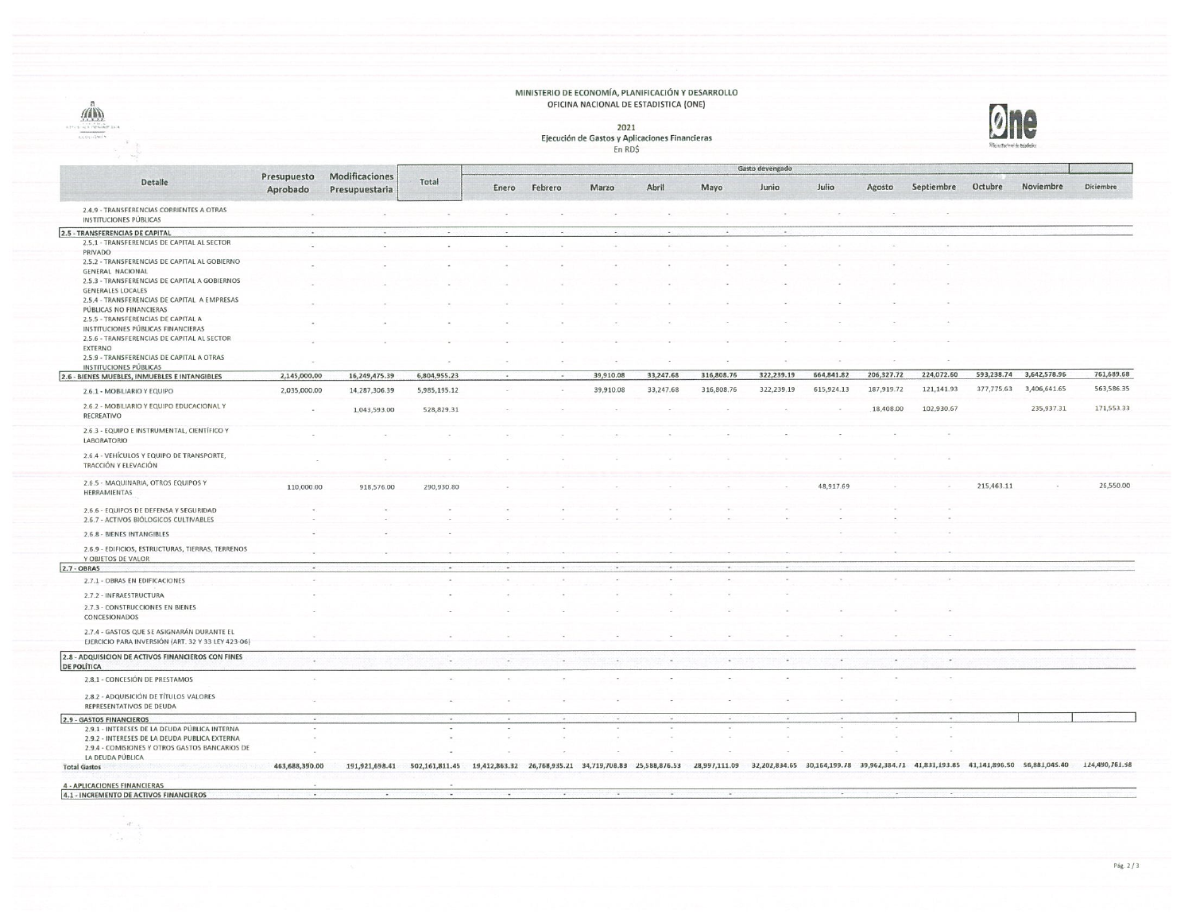MINISTERIO DE ECONOMÍA, PLANIFICACIÓN Y DESARROLLO
OFICINA NACIONAL DE ESTADISTICA (ONE)

2021
Ejecución de Gastos y Aplicaciones Financieras
En RD$

| Detalle | Presupuesto Aprobado | Modificaciones Presupuestaria | Total | Gasto devengado | | | | | | | | | | | |
|---|---|---|---|---|---|---|---|---|---|---|---|---|---|---|---|
| | | | | Enero | Febrero | Marzo | Abril | Mayo | Junio | Julio | Agosto | Septiembre | Octubre | Noviembre | Diciembre |
| 2.4.9 - TRANSFERENCIAS CORRIENTES A OTRAS INSTITUCIONES PÚBLICAS | - | - | - | - | - | - | - | - | - | - | - | - | | | |
| **2.5 - TRANSFERENCIAS DE CAPITAL** | - | - | - | - | - | - | - | - | - | | | | | | |
| 2.5.1 - TRANSFERENCIAS DE CAPITAL AL SECTOR PRIVADO | - | - | - | - | - | - | - | - | - | - | - | - | | | |
| 2.5.2 - TRANSFERENCIAS DE CAPITAL AL GOBIERNO GENERAL NACIONAL | - | - | - | - | - | - | - | - | - | - | - | - | | | |
| 2.5.3 - TRANSFERENCIAS DE CAPITAL A GOBIERNOS GENERALES LOCALES | - | - | - | - | - | - | - | - | - | - | - | - | | | |
| 2.5.4 - TRANSFERENCIAS DE CAPITAL A EMPRESAS PÚBLICAS NO FINANCIERAS | - | - | - | - | - | - | - | - | - | - | - | - | | | |
| 2.5.5 - TRANSFERENCIAS DE CAPITAL A INSTITUCIONES PÚBLICAS FINANCIERAS | - | - | - | - | - | - | - | - | - | - | - | - | | | |
| 2.5.6 - TRANSFERENCIAS DE CAPITAL AL SECTOR EXTERNO | - | - | - | - | - | - | - | - | - | - | - | - | | | |
| 2.5.9 - TRANSFERENCIAS DE CAPITAL A OTRAS INSTITUCIONES PÚBLICAS | - | - | - | - | - | - | - | - | - | - | - | - | | | |
| **2.6 - BIENES MUEBLES, INMUEBLES E INTANGIBLES** | 2,145,000.00 | 16,249,475.39 | 6,804,955.23 | - | - | 39,910.08 | 33,247.68 | 316,808.76 | 322,239.19 | 664,841.82 | 206,327.72 | 224,072.60 | 593,238.74 | 3,642,578.96 | 761,689.68 |
| 2.6.1 - MOBILIARIO Y EQUIPO | 2,035,000.00 | 14,287,306.39 | 5,985,195.12 | - | - | 39,910.08 | 33,247.68 | 316,808.76 | 322,239.19 | 615,924.13 | 187,919.72 | 121,141.93 | 377,775.63 | 3,406,641.65 | 563,586.35 |
| 2.6.2 - MOBILIARIO Y EQUIPO EDUCACIONAL Y RECREATIVO | - | 1,043,593.00 | 528,829.31 | - | - | - | - | - | - | - | 18,408.00 | 102,930.67 | | 235,937.31 | 171,553.33 |
| 2.6.3 - EQUIPO E INSTRUMENTAL, CIENTÍFICO Y LABORATORIO | - | - | - | - | - | - | - | - | - | - | - | - | | | |
| 2.6.4 - VEHÍCULOS Y EQUIPO DE TRANSPORTE, TRACCIÓN Y ELEVACIÓN | - | - | - | - | - | - | - | - | - | - | - | - | | | |
| 2.6.5 - MAQUINARIA, OTROS EQUIPOS Y HERRAMIENTAS | 110,000.00 | 918,576.00 | 290,930.80 | - | - | - | - | - | - | 48,917.69 | - | - | 215,463.11 | - | 26,550.00 |
| 2.6.6 - EQUIPOS DE DEFENSA Y SEGURIDAD | - | - | - | - | - | - | - | - | - | - | - | - | | | |
| 2.6.7 - ACTIVOS BIÓLOGICOS CULTIVABLES | - | - | - | - | - | - | - | - | - | - | - | - | | | |
| 2.6.8 - BIENES INTANGIBLES | - | - | - | - | - | - | - | - | - | - | - | - | | | |
| 2.6.9 - EDIFICIOS, ESTRUCTURAS, TIERRAS, TERRENOS Y OBJETOS DE VALOR | - | - | - | - | - | - | - | - | - | - | - | - | | | |
| **2.7 - OBRAS** | - | | - | - | - | - | - | - | - | | | | | | |
| 2.7.1 - OBRAS EN EDIFICACIONES | - | | - | - | - | - | - | - | - | - | - | - | | | |
| 2.7.2 - INFRAESTRUCTURA | - | | - | - | - | - | - | - | - | | | | | | |
| 2.7.3 - CONSTRUCCIONES EN BIENES CONCESIONADOS | - | | - | - | - | - | - | - | - | - | - | - | | | |
| 2.7.4 - GASTOS QUE SE ASIGNARÁN DURANTE EL EJERCICIO PARA INVERSIÓN (ART. 32 Y 33 LEY 423-06) | - | | - | - | - | - | - | - | - | - | - | - | | | |
| **2.8 - ADQUISICION DE ACTIVOS FINANCIEROS CON FINES DE POLÍTICA** | - | | - | - | - | - | - | - | - | - | - | - | | | |
| 2.8.1 - CONCESIÓN DE PRESTAMOS | - | | - | - | - | - | - | - | - | - | - | - | | | |
| 2.8.2 - ADQUISICIÓN DE TÍTULOS VALORES REPRESENTATIVOS DE DEUDA | - | | - | - | - | - | - | - | - | - | - | - | | | |
| **2.9 - GASTOS FINANCIEROS** | - | | - | - | - | - | - | - | - | - | - | - | | | |
| 2.9.1 - INTERESES DE LA DEUDA PÚBLICA INTERNA | - | | - | - | - | - | - | - | - | - | - | - | | | |
| 2.9.2 - INTERESES DE LA DEUDA PÚBLICA EXTERNA | - | | - | - | - | - | - | - | - | - | - | - | | | |
| 2.9.4 - COMISIONES Y OTROS GASTOS BANCARIOS DE LA DEUDA PÚBLICA | - | | - | - | - | - | - | - | - | - | - | - | | | |
| **Total Gastos** | 463,688,390.00 | 191,921,698.41 | 502,161,811.45 | 19,412,863.32 | 26,768,935.21 | 34,719,708.83 | 25,588,876.53 | 28,997,111.09 | 32,202,834.65 | 30,164,199.78 | 39,962,384.71 | 41,831,193.85 | 41,141,896.50 | 56,881,045.40 | 124,490,761.58 |
| **4 - APLICACIONES FINANCIERAS** | - | | - | | | | | | | | | | | | |
| **4.1 - INCREMENTO DE ACTIVOS FINANCIEROS** | - | - | - | - | - | - | - | - | - | - | - | - | | | |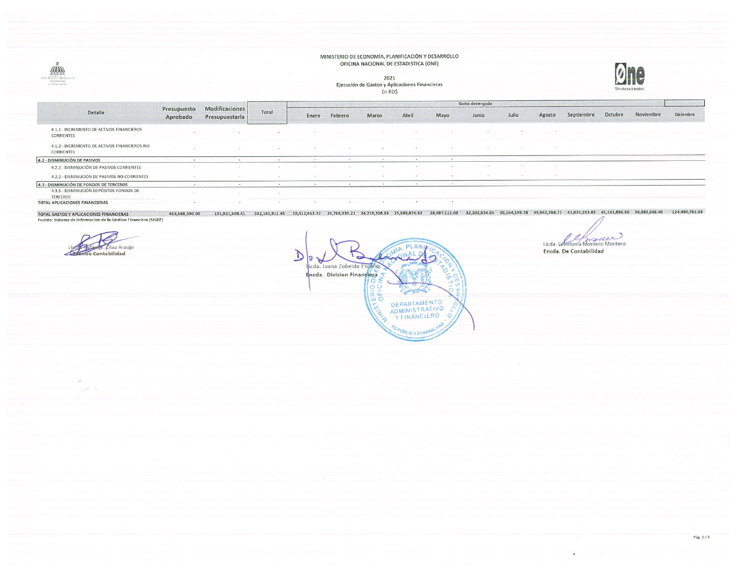MINISTERIO DE ECONOMÍA, PLANIFICACIÓN Y DESARROLLO
OFICINA NACIONAL DE ESTADISTICA (ONE)

2021
Ejecución de Gastos y Aplicaciones Financieras
En RD$

| Detalle | Presupuesto Aprobado | Modificaciones Presupuestaria | Total | Gasto devengado | | | | | | | | | | | |
|---|---|---|---|---|---|---|---|---|---|---|---|---|---|---|---|
| | | | | Enero | Febrero | Marzo | Abril | Mayo | Junio | Julio | Agosto | Septiembre | Octubre | Noviembre | Diciembre |
| 4.1.1 - INCREMENTO DE ACTIVOS FINANCIEROS CORRIENTES | - | - | - | - | | - | - | - | - | - | - | | | | |
| 4.1.2 - INCREMENTO DE ACTIVOS FINANCIEROS NO CORRIENTES | - | - | - | - | - | - | - | - | - | - | - | | | | |
| **4.2 - DISMINUCIÓN DE PASIVOS** | - | - | - | - | - | - | - | - | | | | | | | |
| 4.2.1 - DISMINUCIÓN DE PASIVOS CORRIENTES | - | - | - | - | - | - | - | - | - | - | - | | | | |
| 4.2.2 - DISMINUCIÓN DE PASIVOS NO CORRIENTES | - | - | - | - | - | - | - | - | - | - | - | | | | |
| **4.3 - DISMINUCIÓN DE FONDOS DE TERCEROS** | - | - | - | - | - | - | - | - | | | | | | | |
| 4.3.5 - DISMINUCIÓN DEPÓSITOS FONDOS DE TERCEROS | - | - | - | | | | | | | | | | | | |
| **TOTAL APLICACIONES FINANCIERAS** | - | - | - | - | - | - | - | - | | | | | | | |
| **TOTAL GASTOS Y APLICACIONES FINANCIERAS** | 463,688,390.00 | 191,921,698.41 | 502,161,811.45 | 19,412,863.32 | 26,768,935.21 | 34,719,708.83 | 25,588,876.53 | 28,997,111.09 | 32,202,834.65 | 30,164,199.78 | 39,962,384.71 | 41,831,193.85 | 41,141,896.50 | 56,881,045.40 | 124,490,761.58 |

Fuente: Sistema de Informacion de la Gestion Financiera (SIGEF)

Licda. Rafaela E. Díaz Araujo
**Técnico Contabilidad**

Licda. Juana Zobeida Escaño
**Encda. Division Financiera**

Licda. Celedonia Montero Montero
**Encda. De Contabilidad**